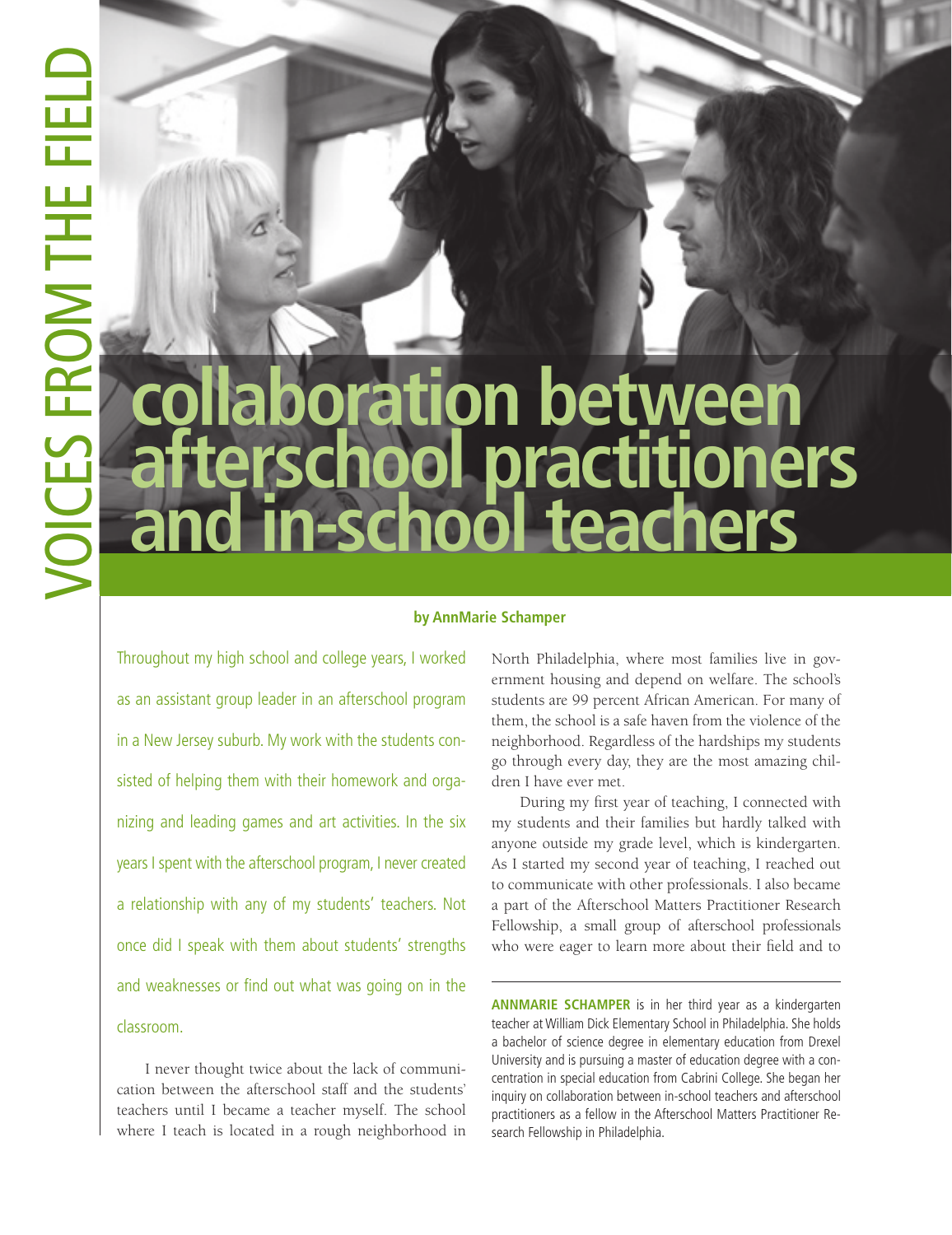VOICES FROM THE FIELD

# collaboration between afterschool practitioners and in-school teachers

**by AnnMarie Schamper**

Throughout my high school and college years, I worked as an assistant group leader in an afterschool program in a New Jersey suburb. My work with the students consisted of helping them with their homework and organizing and leading games and art activities. In the six years I spent with the afterschool program, I never created a relationship with any of my students' teachers. Not once did I speak with them about students' strengths and weaknesses or find out what was going on in the classroom.

I never thought twice about the lack of communication between the afterschool staff and the students' teachers until I became a teacher myself. The school where I teach is located in a rough neighborhood in North Philadelphia, where most families live in government housing and depend on welfare. The school's students are 99 percent African American. For many of them, the school is a safe haven from the violence of the neighborhood. Regardless of the hardships my students go through every day, they are the most amazing children I have ever met.

During my first year of teaching, I connected with my students and their families but hardly talked with anyone outside my grade level, which is kindergarten. As I started my second year of teaching, I reached out to communicate with other professionals. I also became a part of the Afterschool Matters Practitioner Research Fellowship, a small group of afterschool professionals who were eager to learn more about their field and to

**ANNMARIE SCHAMPER** is in her third year as a kindergarten teacher at William Dick Elementary School in Philadelphia. She holds a bachelor of science degree in elementary education from Drexel University and is pursuing a master of education degree with a concentration in special education from Cabrini College. She began her inquiry on collaboration between in-school teachers and afterschool practitioners as a fellow in the Afterschool Matters Practitioner Research Fellowship in Philadelphia.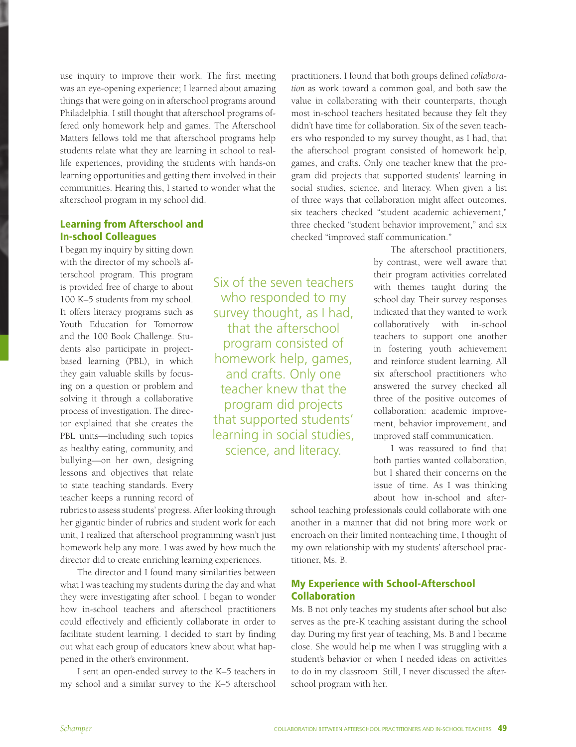use inquiry to improve their work. The first meeting was an eye-opening experience; I learned about amazing things that were going on in afterschool programs around Philadelphia. I still thought that afterschool programs offered only homework help and games. The Afterschool Matters fellows told me that afterschool programs help students relate what they are learning in school to real-life experiences, providing the students with hands-on learning opportunities and getting them involved in their communities. Hearing this, I started to wonder what the afterschool program in my school did.

## Learning from Afterschool and In-school Colleagues

I began my inquiry by sitting down with the director of my school's afterschool program. This program is provided free of charge to about 100 K–5 students from my school. It offers literacy programs such as Youth Education for Tomorrow and the 100 Book Challenge. Students also participate in project-based learning (PBL), in which they gain valuable skills by focusing on a question or problem and solving it through a collaborative process of investigation. The director explained that she creates the PBL units—including such topics as healthy eating, community, and bullying—on her own, designing lessons and objectives that relate to state teaching standards. Every teacher keeps a running record of rubrics to assess students' progress. After looking through her gigantic binder of rubrics and student work for each unit, I realized that afterschool programming wasn't just homework help any more. I was awed by how much the director did to create enriching learning experiences.

The director and I found many similarities between what I was teaching my students during the day and what they were investigating after school. I began to wonder how in-school teachers and afterschool practitioners could effectively and efficiently collaborate in order to facilitate student learning. I decided to start by finding out what each group of educators knew about what happened in the other's environment.

I sent an open-ended survey to the K–5 teachers in my school and a similar survey to the K–5 afterschool practitioners. I found that both groups defined *collaboration* as work toward a common goal, and both saw the value in collaborating with their counterparts, though most in-school teachers hesitated because they felt they didn't have time for collaboration. Six of the seven teachers who responded to my survey thought, as I had, that the afterschool program consisted of homework help, games, and crafts. Only one teacher knew that the program did projects that supported students' learning in social studies, science, and literacy. When given a list of three ways that collaboration might affect outcomes, six teachers checked "student academic achievement," three checked "student behavior improvement," and six checked "improved staff communication."

> Six of the seven teachers who responded to my survey thought, as I had, that the afterschool program consisted of homework help, games, and crafts. Only one teacher knew that the program did projects that supported students' learning in social studies, science, and literacy.

The afterschool practitioners, by contrast, were well aware that their program activities correlated with themes taught during the school day. Their survey responses indicated that they wanted to work collaboratively with in-school teachers to support one another in fostering youth achievement and reinforce student learning. All six afterschool practitioners who answered the survey checked all three of the positive outcomes of collaboration: academic improvement, behavior improvement, and improved staff communication.

I was reassured to find that both parties wanted collaboration, but I shared their concerns on the issue of time. As I was thinking about how in-school and afterschool teaching professionals could collaborate with one another in a manner that did not bring more work or encroach on their limited nonteaching time, I thought of my own relationship with my students' afterschool practitioner, Ms. B.

## My Experience with School-Afterschool Collaboration

Ms. B not only teaches my students after school but also serves as the pre-K teaching assistant during the school day. During my first year of teaching, Ms. B and I became close. She would help me when I was struggling with a student's behavior or when I needed ideas on activities to do in my classroom. Still, I never discussed the afterschool program with her.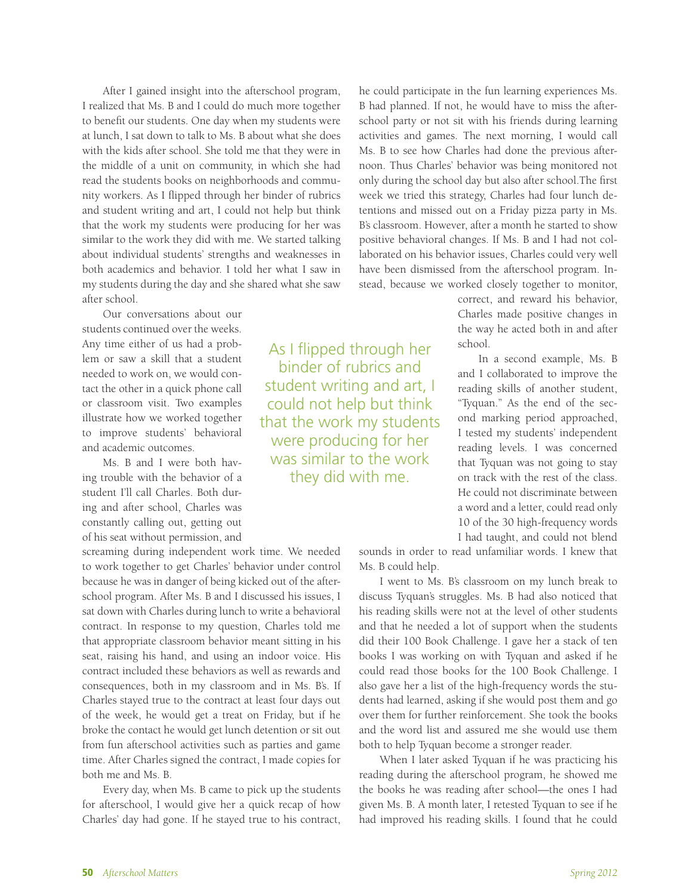After I gained insight into the afterschool program, I realized that Ms. B and I could do much more together to benefit our students. One day when my students were at lunch, I sat down to talk to Ms. B about what she does with the kids after school. She told me that they were in the middle of a unit on community, in which she had read the students books on neighborhoods and community workers. As I flipped through her binder of rubrics and student writing and art, I could not help but think that the work my students were producing for her was similar to the work they did with me. We started talking about individual students' strengths and weaknesses in both academics and behavior. I told her what I saw in my students during the day and she shared what she saw after school.

Our conversations about our students continued over the weeks. Any time either of us had a problem or saw a skill that a student needed to work on, we would contact the other in a quick phone call or classroom visit. Two examples illustrate how we worked together to improve students' behavioral and academic outcomes.

Ms. B and I were both having trouble with the behavior of a student I'll call Charles. Both during and after school, Charles was constantly calling out, getting out of his seat without permission, and screaming during independent work time. We needed to work together to get Charles' behavior under control because he was in danger of being kicked out of the afterschool program. After Ms. B and I discussed his issues, I sat down with Charles during lunch to write a behavioral contract. In response to my question, Charles told me that appropriate classroom behavior meant sitting in his seat, raising his hand, and using an indoor voice. His contract included these behaviors as well as rewards and consequences, both in my classroom and in Ms. B's. If Charles stayed true to the contract at least four days out of the week, he would get a treat on Friday, but if he broke the contact he would get lunch detention or sit out from fun afterschool activities such as parties and game time. After Charles signed the contract, I made copies for both me and Ms. B.

Every day, when Ms. B came to pick up the students for afterschool, I would give her a quick recap of how Charles' day had gone. If he stayed true to his contract, he could participate in the fun learning experiences Ms. B had planned. If not, he would have to miss the afterschool party or not sit with his friends during learning activities and games. The next morning, I would call Ms. B to see how Charles had done the previous afternoon. Thus Charles' behavior was being monitored not only during the school day but also after school.The first week we tried this strategy, Charles had four lunch detentions and missed out on a Friday pizza party in Ms. B's classroom. However, after a month he started to show positive behavioral changes. If Ms. B and I had not collaborated on his behavior issues, Charles could very well have been dismissed from the afterschool program. Instead, because we worked closely together to monitor, correct, and reward his behavior, Charles made positive changes in the way he acted both in and after school.

> As I flipped through her binder of rubrics and student writing and art, I could not help but think that the work my students were producing for her was similar to the work they did with me.

In a second example, Ms. B and I collaborated to improve the reading skills of another student, "Tyquan." As the end of the second marking period approached, I tested my students' independent reading levels. I was concerned that Tyquan was not going to stay on track with the rest of the class. He could not discriminate between a word and a letter, could read only 10 of the 30 high-frequency words I had taught, and could not blend sounds in order to read unfamiliar words. I knew that Ms. B could help.

I went to Ms. B's classroom on my lunch break to discuss Tyquan's struggles. Ms. B had also noticed that his reading skills were not at the level of other students and that he needed a lot of support when the students did their 100 Book Challenge. I gave her a stack of ten books I was working on with Tyquan and asked if he could read those books for the 100 Book Challenge. I also gave her a list of the high-frequency words the students had learned, asking if she would post them and go over them for further reinforcement. She took the books and the word list and assured me she would use them both to help Tyquan become a stronger reader.

When I later asked Tyquan if he was practicing his reading during the afterschool program, he showed me the books he was reading after school—the ones I had given Ms. B. A month later, I retested Tyquan to see if he had improved his reading skills. I found that he could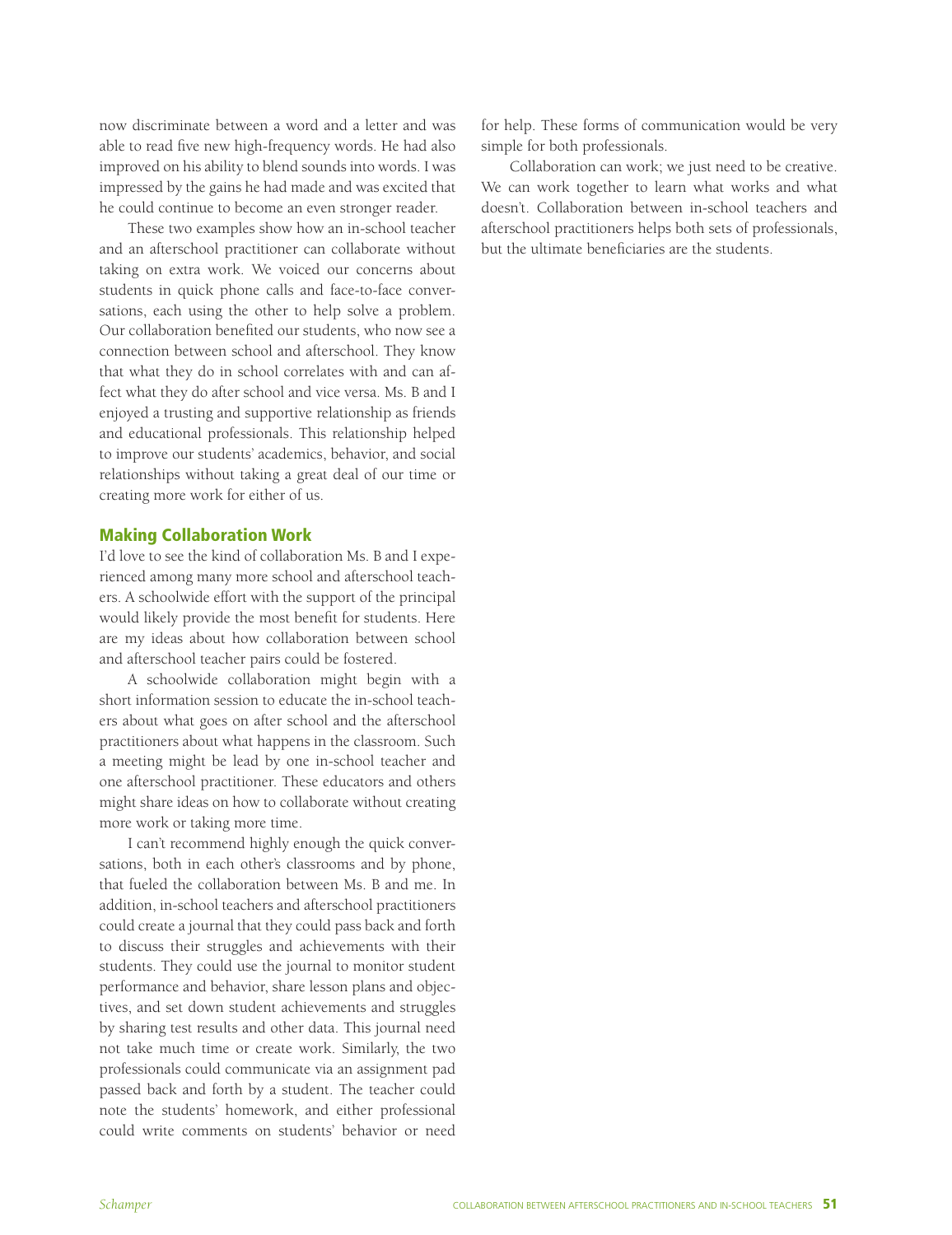now discriminate between a word and a letter and was able to read five new high-frequency words. He had also improved on his ability to blend sounds into words. I was impressed by the gains he had made and was excited that he could continue to become an even stronger reader.

These two examples show how an in-school teacher and an afterschool practitioner can collaborate without taking on extra work. We voiced our concerns about students in quick phone calls and face-to-face conversations, each using the other to help solve a problem. Our collaboration benefited our students, who now see a connection between school and afterschool. They know that what they do in school correlates with and can affect what they do after school and vice versa. Ms. B and I enjoyed a trusting and supportive relationship as friends and educational professionals. This relationship helped to improve our students' academics, behavior, and social relationships without taking a great deal of our time or creating more work for either of us.

## Making Collaboration Work

I'd love to see the kind of collaboration Ms. B and I experienced among many more school and afterschool teachers. A schoolwide effort with the support of the principal would likely provide the most benefit for students. Here are my ideas about how collaboration between school and afterschool teacher pairs could be fostered.

A schoolwide collaboration might begin with a short information session to educate the in-school teachers about what goes on after school and the afterschool practitioners about what happens in the classroom. Such a meeting might be lead by one in-school teacher and one afterschool practitioner. These educators and others might share ideas on how to collaborate without creating more work or taking more time.

I can't recommend highly enough the quick conversations, both in each other's classrooms and by phone, that fueled the collaboration between Ms. B and me. In addition, in-school teachers and afterschool practitioners could create a journal that they could pass back and forth to discuss their struggles and achievements with their students. They could use the journal to monitor student performance and behavior, share lesson plans and objectives, and set down student achievements and struggles by sharing test results and other data. This journal need not take much time or create work. Similarly, the two professionals could communicate via an assignment pad passed back and forth by a student. The teacher could note the students' homework, and either professional could write comments on students' behavior or need for help. These forms of communication would be very simple for both professionals.

Collaboration can work; we just need to be creative. We can work together to learn what works and what doesn't. Collaboration between in-school teachers and afterschool practitioners helps both sets of professionals, but the ultimate beneficiaries are the students.